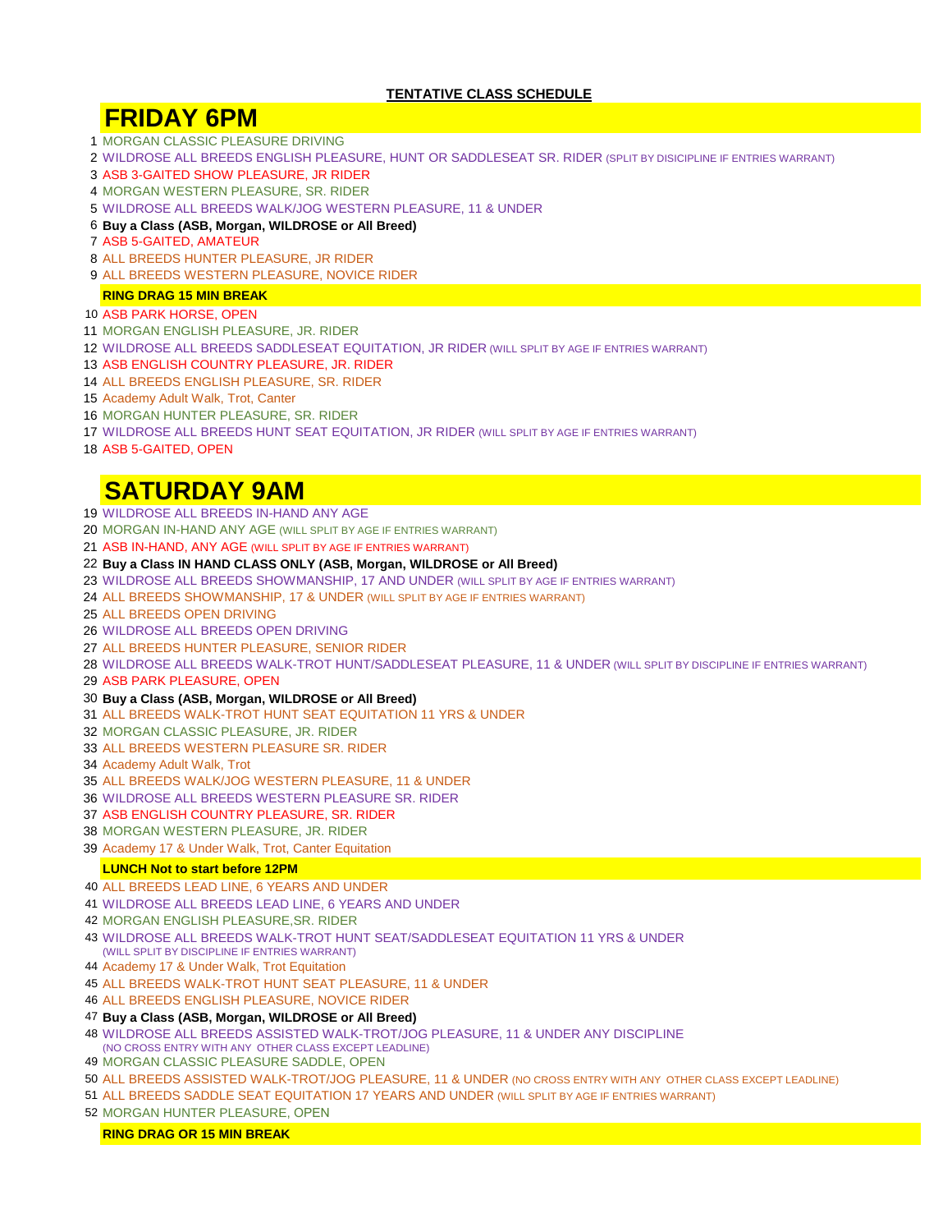**TENTATIVE CLASS SCHEDULE**

# FRIDAY 6PM

1 MORGAN CLASSIC PLEASURE DRIVING
2 WILDROSE ALL BREEDS ENGLISH PLEASURE, HUNT OR SADDLESEAT SR. RIDER (SPLIT BY DISICIPLINE IF ENTRIES WARRANT)
3 ASB 3-GAITED SHOW PLEASURE, JR RIDER
4 MORGAN WESTERN PLEASURE, SR. RIDER
5 WILDROSE ALL BREEDS WALK/JOG WESTERN PLEASURE, 11 & UNDER
6 **Buy a Class (ASB, Morgan, WILDROSE or All Breed)**
7 ASB 5-GAITED, AMATEUR
8 ALL BREEDS HUNTER PLEASURE, JR RIDER
9 ALL BREEDS WESTERN PLEASURE, NOVICE RIDER

**RING DRAG 15 MIN BREAK**

10 ASB PARK HORSE, OPEN
11 MORGAN ENGLISH PLEASURE, JR. RIDER
12 WILDROSE ALL BREEDS SADDLESEAT EQUITATION, JR RIDER (WILL SPLIT BY AGE IF ENTRIES WARRANT)
13 ASB ENGLISH COUNTRY PLEASURE, JR. RIDER
14 ALL BREEDS ENGLISH PLEASURE, SR. RIDER
15 Academy Adult Walk, Trot, Canter
16 MORGAN HUNTER PLEASURE, SR. RIDER
17 WILDROSE ALL BREEDS HUNT SEAT EQUITATION, JR RIDER (WILL SPLIT BY AGE IF ENTRIES WARRANT)
18 ASB 5-GAITED, OPEN

# SATURDAY 9AM

19 WILDROSE ALL BREEDS IN-HAND ANY AGE
20 MORGAN IN-HAND ANY AGE (WILL SPLIT BY AGE IF ENTRIES WARRANT)
21 ASB IN-HAND, ANY AGE (WILL SPLIT BY AGE IF ENTRIES WARRANT)
22 **Buy a Class IN HAND CLASS ONLY (ASB, Morgan, WILDROSE or All Breed)**
23 WILDROSE ALL BREEDS SHOWMANSHIP, 17 AND UNDER (WILL SPLIT BY AGE IF ENTRIES WARRANT)
24 ALL BREEDS SHOWMANSHIP, 17 & UNDER (WILL SPLIT BY AGE IF ENTRIES WARRANT)
25 ALL BREEDS OPEN DRIVING
26 WILDROSE ALL BREEDS OPEN DRIVING
27 ALL BREEDS HUNTER PLEASURE, SENIOR RIDER
28 WILDROSE ALL BREEDS WALK-TROT HUNT/SADDLESEAT PLEASURE, 11 & UNDER (WILL SPLIT BY DISCIPLINE IF ENTRIES WARRANT)
29 ASB PARK PLEASURE, OPEN
30 **Buy a Class (ASB, Morgan, WILDROSE or All Breed)**
31 ALL BREEDS WALK-TROT HUNT SEAT EQUITATION 11 YRS & UNDER
32 MORGAN CLASSIC PLEASURE, JR. RIDER
33 ALL BREEDS WESTERN PLEASURE SR. RIDER
34 Academy Adult Walk, Trot
35 ALL BREEDS WALK/JOG WESTERN PLEASURE, 11 & UNDER
36 WILDROSE ALL BREEDS WESTERN PLEASURE SR. RIDER
37 ASB ENGLISH COUNTRY PLEASURE, SR. RIDER
38 MORGAN WESTERN PLEASURE, JR. RIDER
39 Academy 17 & Under Walk, Trot, Canter Equitation

**LUNCH Not to start before 12PM**

40 ALL BREEDS LEAD LINE, 6 YEARS AND UNDER
41 WILDROSE ALL BREEDS LEAD LINE, 6 YEARS AND UNDER
42 MORGAN ENGLISH PLEASURE,SR. RIDER
43 WILDROSE ALL BREEDS WALK-TROT HUNT SEAT/SADDLESEAT EQUITATION 11 YRS & UNDER (WILL SPLIT BY DISCIPLINE IF ENTRIES WARRANT)
44 Academy 17 & Under Walk, Trot Equitation
45 ALL BREEDS WALK-TROT HUNT SEAT PLEASURE, 11 & UNDER
46 ALL BREEDS ENGLISH PLEASURE, NOVICE RIDER
47 **Buy a Class (ASB, Morgan, WILDROSE or All Breed)**
48 WILDROSE ALL BREEDS ASSISTED WALK-TROT/JOG PLEASURE, 11 & UNDER ANY DISCIPLINE (NO CROSS ENTRY WITH ANY OTHER CLASS EXCEPT LEADLINE)
49 MORGAN CLASSIC PLEASURE SADDLE, OPEN
50 ALL BREEDS ASSISTED WALK-TROT/JOG PLEASURE, 11 & UNDER (NO CROSS ENTRY WITH ANY OTHER CLASS EXCEPT LEADLINE)
51 ALL BREEDS SADDLE SEAT EQUITATION 17 YEARS AND UNDER (WILL SPLIT BY AGE IF ENTRIES WARRANT)
52 MORGAN HUNTER PLEASURE, OPEN

**RING DRAG OR 15 MIN BREAK**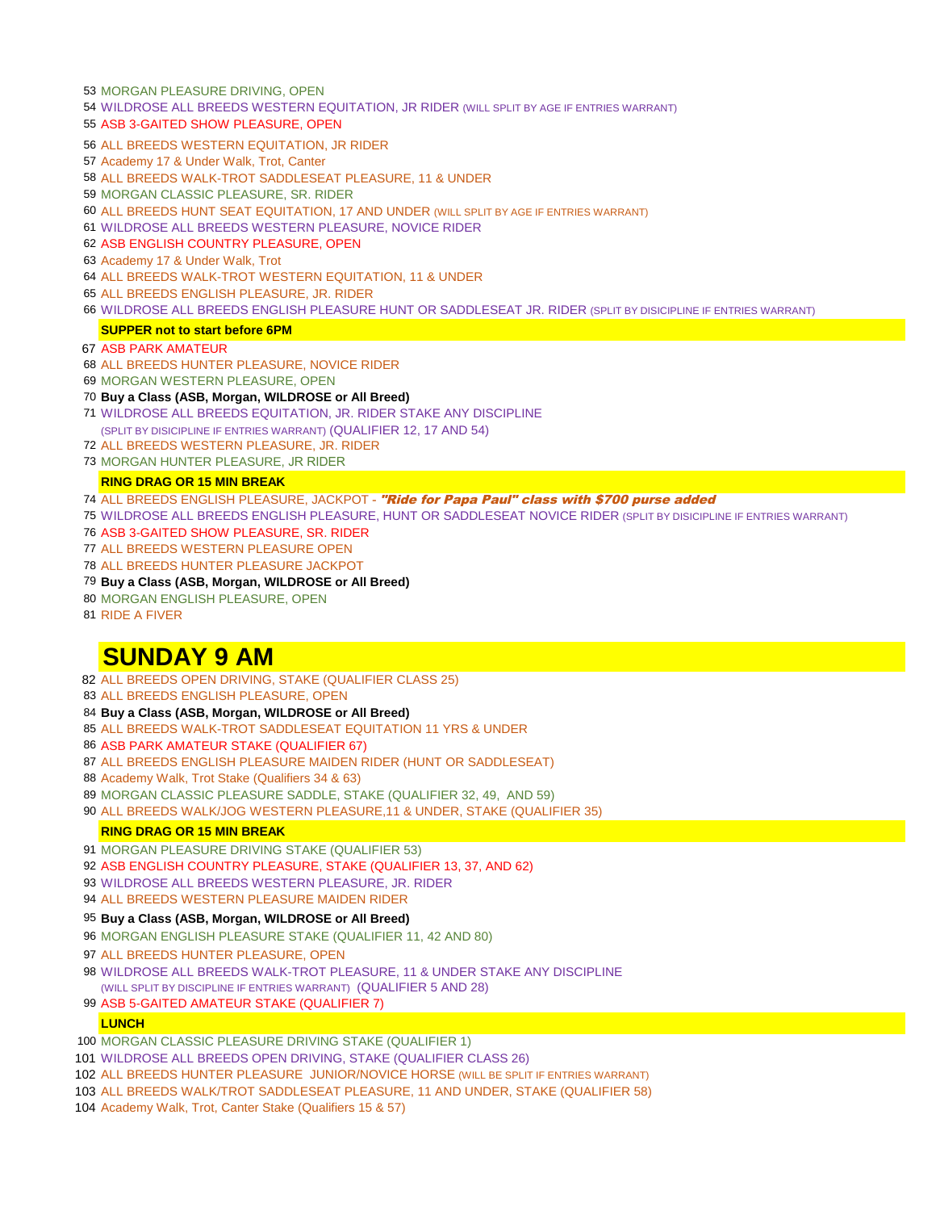53 MORGAN PLEASURE DRIVING, OPEN
54 WILDROSE ALL BREEDS WESTERN EQUITATION, JR RIDER (WILL SPLIT BY AGE IF ENTRIES WARRANT)
55 ASB 3-GAITED SHOW PLEASURE, OPEN
56 ALL BREEDS WESTERN EQUITATION, JR RIDER
57 Academy 17 & Under Walk, Trot, Canter
58 ALL BREEDS WALK-TROT SADDLESEAT PLEASURE, 11 & UNDER
59 MORGAN CLASSIC PLEASURE, SR. RIDER
60 ALL BREEDS HUNT SEAT EQUITATION, 17 AND UNDER (WILL SPLIT BY AGE IF ENTRIES WARRANT)
61 WILDROSE ALL BREEDS WESTERN PLEASURE, NOVICE RIDER
62 ASB ENGLISH COUNTRY PLEASURE, OPEN
63 Academy 17 & Under Walk, Trot
64 ALL BREEDS WALK-TROT WESTERN EQUITATION, 11 & UNDER
65 ALL BREEDS ENGLISH PLEASURE, JR. RIDER
66 WILDROSE ALL BREEDS ENGLISH PLEASURE HUNT OR SADDLESEAT JR. RIDER (SPLIT BY DISICIPLINE IF ENTRIES WARRANT)

**SUPPER not to start before 6PM**

67 ASB PARK AMATEUR
68 ALL BREEDS HUNTER PLEASURE, NOVICE RIDER
69 MORGAN WESTERN PLEASURE, OPEN
70 **Buy a Class (ASB, Morgan, WILDROSE or All Breed)**
71 WILDROSE ALL BREEDS EQUITATION, JR. RIDER STAKE ANY DISCIPLINE (SPLIT BY DISICIPLINE IF ENTRIES WARRANT) (QUALIFIER 12, 17 AND 54)
72 ALL BREEDS WESTERN PLEASURE, JR. RIDER
73 MORGAN HUNTER PLEASURE, JR RIDER

**RING DRAG OR 15 MIN BREAK**

74 ALL BREEDS ENGLISH PLEASURE, JACKPOT - ***"Ride for Papa Paul" class with $700 purse added***
75 WILDROSE ALL BREEDS ENGLISH PLEASURE, HUNT OR SADDLESEAT NOVICE RIDER (SPLIT BY DISICIPLINE IF ENTRIES WARRANT)
76 ASB 3-GAITED SHOW PLEASURE, SR. RIDER
77 ALL BREEDS WESTERN PLEASURE OPEN
78 ALL BREEDS HUNTER PLEASURE JACKPOT
79 **Buy a Class (ASB, Morgan, WILDROSE or All Breed)**
80 MORGAN ENGLISH PLEASURE, OPEN
81 RIDE A FIVER

## SUNDAY 9 AM

82 ALL BREEDS OPEN DRIVING, STAKE (QUALIFIER CLASS 25)
83 ALL BREEDS ENGLISH PLEASURE, OPEN
84 **Buy a Class (ASB, Morgan, WILDROSE or All Breed)**
85 ALL BREEDS WALK-TROT SADDLESEAT EQUITATION 11 YRS & UNDER
86 ASB PARK AMATEUR STAKE (QUALIFIER 67)
87 ALL BREEDS ENGLISH PLEASURE MAIDEN RIDER (HUNT OR SADDLESEAT)
88 Academy Walk, Trot Stake (Qualifiers 34 & 63)
89 MORGAN CLASSIC PLEASURE SADDLE, STAKE (QUALIFIER 32, 49, AND 59)
90 ALL BREEDS WALK/JOG WESTERN PLEASURE,11 & UNDER, STAKE (QUALIFIER 35)

**RING DRAG OR 15 MIN BREAK**

91 MORGAN PLEASURE DRIVING STAKE (QUALIFIER 53)
92 ASB ENGLISH COUNTRY PLEASURE, STAKE (QUALIFIER 13, 37, AND 62)
93 WILDROSE ALL BREEDS WESTERN PLEASURE, JR. RIDER
94 ALL BREEDS WESTERN PLEASURE MAIDEN RIDER
95 **Buy a Class (ASB, Morgan, WILDROSE or All Breed)**
96 MORGAN ENGLISH PLEASURE STAKE (QUALIFIER 11, 42 AND 80)
97 ALL BREEDS HUNTER PLEASURE, OPEN
98 WILDROSE ALL BREEDS WALK-TROT PLEASURE, 11 & UNDER STAKE ANY DISCIPLINE (WILL SPLIT BY DISCIPLINE IF ENTRIES WARRANT) (QUALIFIER 5 AND 28)
99 ASB 5-GAITED AMATEUR STAKE (QUALIFIER 7)

**LUNCH**

100 MORGAN CLASSIC PLEASURE DRIVING STAKE (QUALIFIER 1)
101 WILDROSE ALL BREEDS OPEN DRIVING, STAKE (QUALIFIER CLASS 26)
102 ALL BREEDS HUNTER PLEASURE JUNIOR/NOVICE HORSE (WILL BE SPLIT IF ENTRIES WARRANT)
103 ALL BREEDS WALK/TROT SADDLESEAT PLEASURE, 11 AND UNDER, STAKE (QUALIFIER 58)
104 Academy Walk, Trot, Canter Stake (Qualifiers 15 & 57)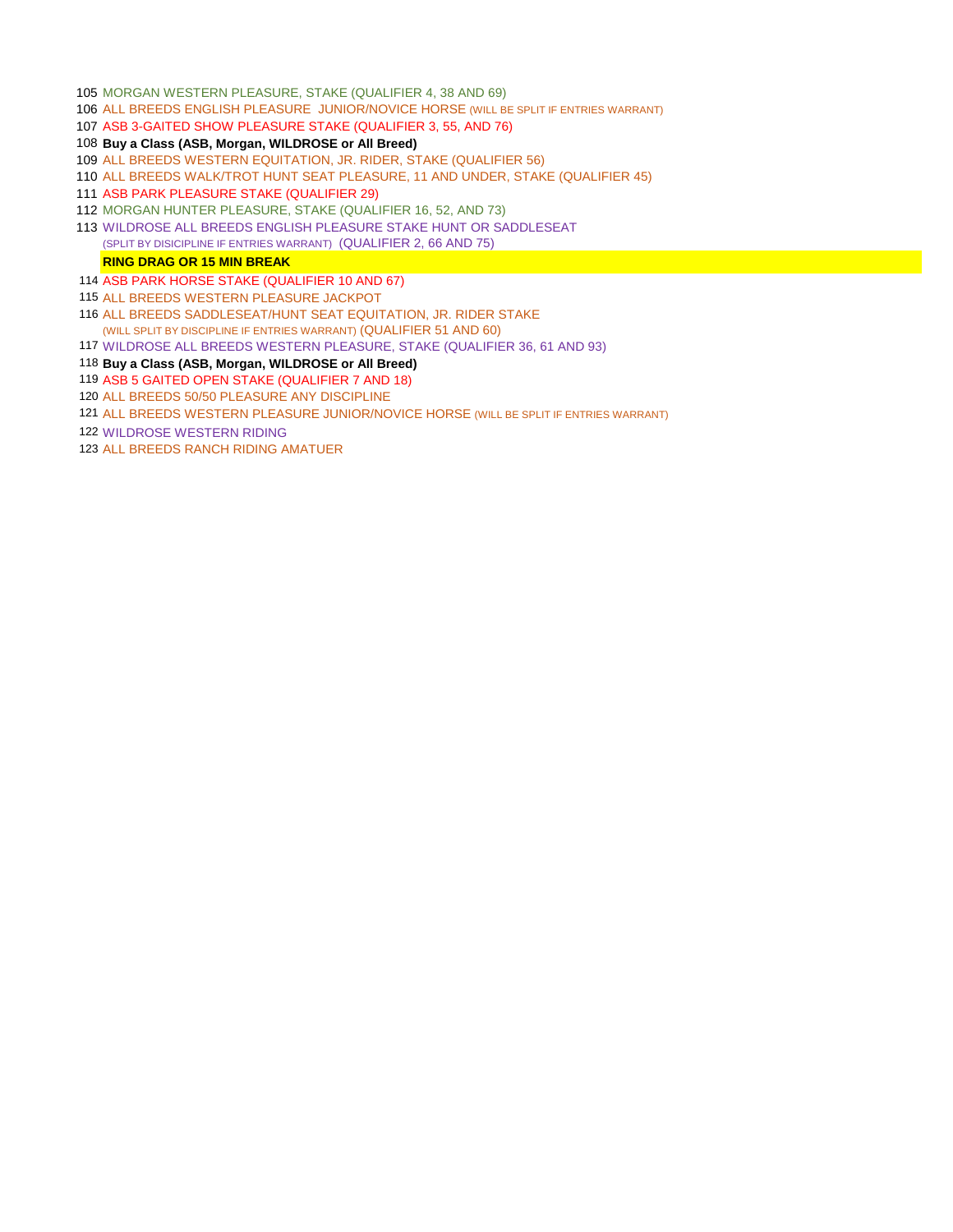105 MORGAN WESTERN PLEASURE, STAKE (QUALIFIER 4, 38 AND 69)
106 ALL BREEDS ENGLISH PLEASURE  JUNIOR/NOVICE HORSE (WILL BE SPLIT IF ENTRIES WARRANT)
107 ASB 3-GAITED SHOW PLEASURE STAKE (QUALIFIER 3, 55, AND 76)
108 **Buy a Class (ASB, Morgan, WILDROSE or All Breed)**
109 ALL BREEDS WESTERN EQUITATION, JR. RIDER, STAKE (QUALIFIER 56)
110 ALL BREEDS WALK/TROT HUNT SEAT PLEASURE, 11 AND UNDER, STAKE (QUALIFIER 45)
111 ASB PARK PLEASURE STAKE (QUALIFIER 29)
112 MORGAN HUNTER PLEASURE, STAKE (QUALIFIER 16, 52, AND 73)
113 WILDROSE ALL BREEDS ENGLISH PLEASURE STAKE HUNT OR SADDLESEAT
(SPLIT BY DISICIPLINE IF ENTRIES WARRANT)  (QUALIFIER 2, 66 AND 75)

**RING DRAG OR 15 MIN BREAK**

114 ASB PARK HORSE STAKE (QUALIFIER 10 AND 67)
115 ALL BREEDS WESTERN PLEASURE JACKPOT
116 ALL BREEDS SADDLESEAT/HUNT SEAT EQUITATION, JR. RIDER STAKE
(WILL SPLIT BY DISCIPLINE IF ENTRIES WARRANT) (QUALIFIER 51 AND 60)
117 WILDROSE ALL BREEDS WESTERN PLEASURE, STAKE (QUALIFIER 36, 61 AND 93)
118 **Buy a Class (ASB, Morgan, WILDROSE or All Breed)**
119 ASB 5 GAITED OPEN STAKE (QUALIFIER 7 AND 18)
120 ALL BREEDS 50/50 PLEASURE ANY DISCIPLINE
121 ALL BREEDS WESTERN PLEASURE JUNIOR/NOVICE HORSE (WILL BE SPLIT IF ENTRIES WARRANT)
122 WILDROSE WESTERN RIDING
123 ALL BREEDS RANCH RIDING AMATUER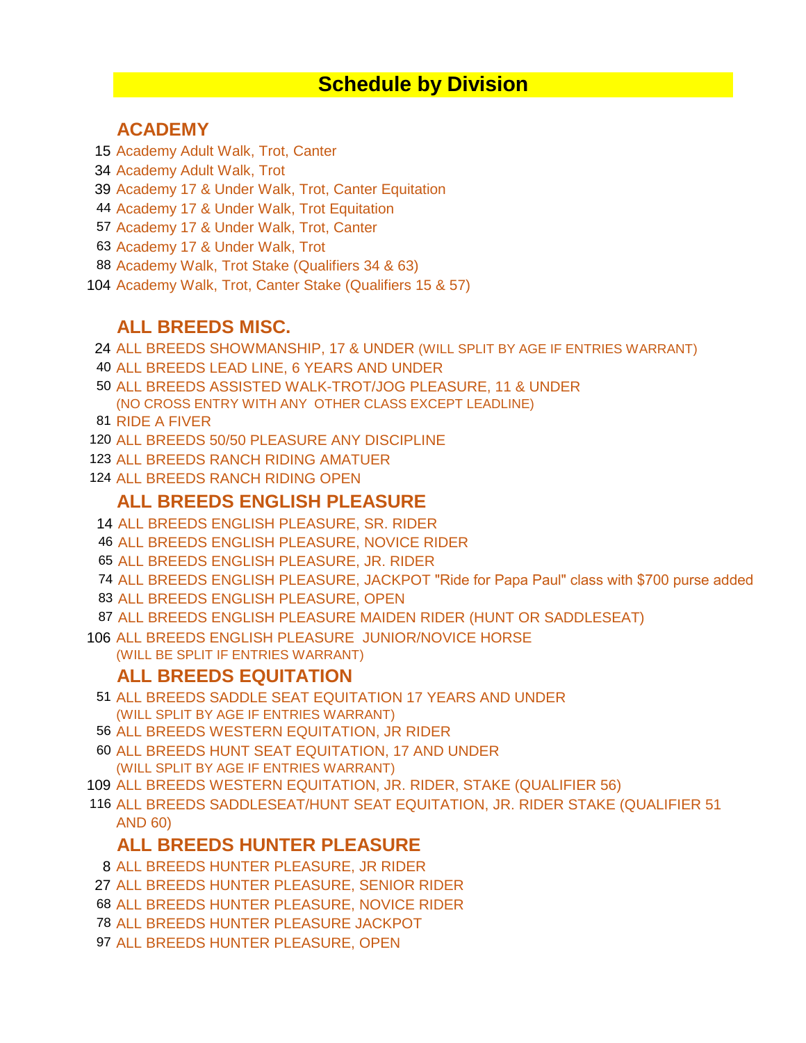# Schedule by Division

## ACADEMY

15 Academy Adult Walk, Trot, Canter
34 Academy Adult Walk, Trot
39 Academy 17 & Under Walk, Trot, Canter Equitation
44 Academy 17 & Under Walk, Trot Equitation
57 Academy 17 & Under Walk, Trot, Canter
63 Academy 17 & Under Walk, Trot
88 Academy Walk, Trot Stake (Qualifiers 34 & 63)
104 Academy Walk, Trot, Canter Stake (Qualifiers 15 & 57)

## ALL BREEDS MISC.

24 ALL BREEDS SHOWMANSHIP, 17 & UNDER (WILL SPLIT BY AGE IF ENTRIES WARRANT)
40 ALL BREEDS LEAD LINE, 6 YEARS AND UNDER
50 ALL BREEDS ASSISTED WALK-TROT/JOG PLEASURE, 11 & UNDER
(NO CROSS ENTRY WITH ANY OTHER CLASS EXCEPT LEADLINE)
81 RIDE A FIVER
120 ALL BREEDS 50/50 PLEASURE ANY DISCIPLINE
123 ALL BREEDS RANCH RIDING AMATUER
124 ALL BREEDS RANCH RIDING OPEN

## ALL BREEDS ENGLISH PLEASURE

14 ALL BREEDS ENGLISH PLEASURE, SR. RIDER
46 ALL BREEDS ENGLISH PLEASURE, NOVICE RIDER
65 ALL BREEDS ENGLISH PLEASURE, JR. RIDER
74 ALL BREEDS ENGLISH PLEASURE, JACKPOT "Ride for Papa Paul" class with $700 purse added
83 ALL BREEDS ENGLISH PLEASURE, OPEN
87 ALL BREEDS ENGLISH PLEASURE MAIDEN RIDER (HUNT OR SADDLESEAT)
106 ALL BREEDS ENGLISH PLEASURE JUNIOR/NOVICE HORSE
(WILL BE SPLIT IF ENTRIES WARRANT)

## ALL BREEDS EQUITATION

51 ALL BREEDS SADDLE SEAT EQUITATION 17 YEARS AND UNDER
(WILL SPLIT BY AGE IF ENTRIES WARRANT)
56 ALL BREEDS WESTERN EQUITATION, JR RIDER
60 ALL BREEDS HUNT SEAT EQUITATION, 17 AND UNDER
(WILL SPLIT BY AGE IF ENTRIES WARRANT)
109 ALL BREEDS WESTERN EQUITATION, JR. RIDER, STAKE (QUALIFIER 56)
116 ALL BREEDS SADDLESEAT/HUNT SEAT EQUITATION, JR. RIDER STAKE (QUALIFIER 51 AND 60)

## ALL BREEDS HUNTER PLEASURE

8 ALL BREEDS HUNTER PLEASURE, JR RIDER
27 ALL BREEDS HUNTER PLEASURE, SENIOR RIDER
68 ALL BREEDS HUNTER PLEASURE, NOVICE RIDER
78 ALL BREEDS HUNTER PLEASURE JACKPOT
97 ALL BREEDS HUNTER PLEASURE, OPEN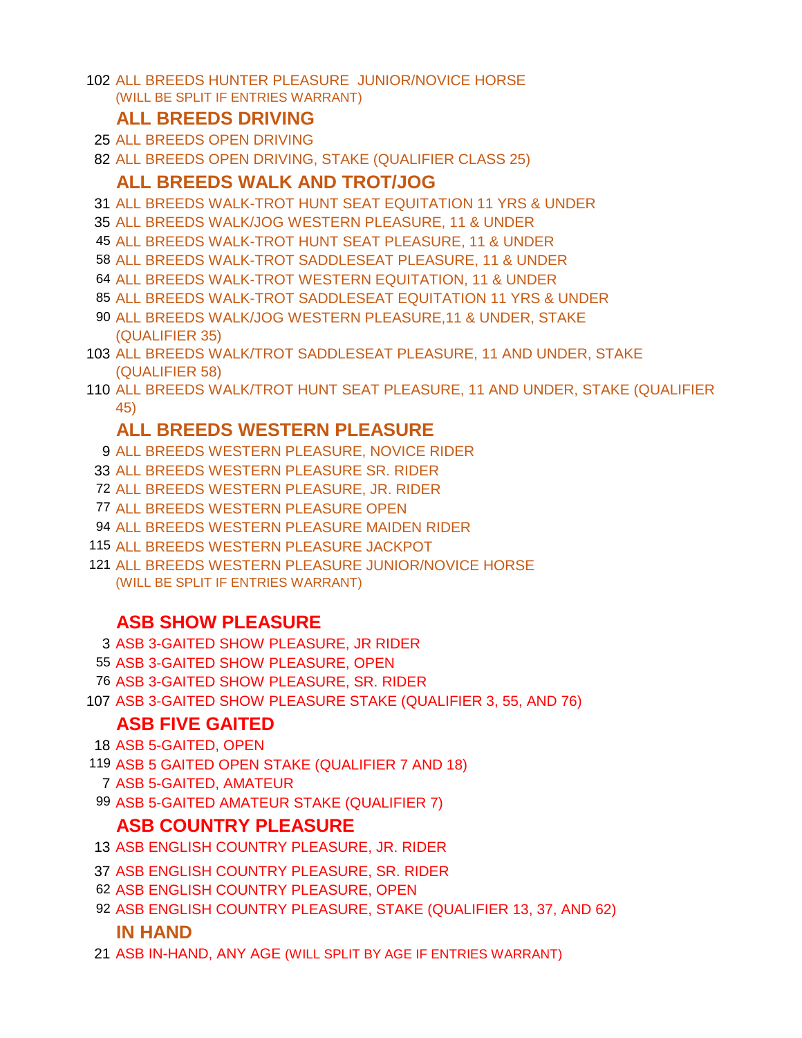102 ALL BREEDS HUNTER PLEASURE  JUNIOR/NOVICE HORSE
(WILL BE SPLIT IF ENTRIES WARRANT)

## ALL BREEDS DRIVING

25 ALL BREEDS OPEN DRIVING

82 ALL BREEDS OPEN DRIVING, STAKE (QUALIFIER CLASS 25)

## ALL BREEDS WALK AND TROT/JOG

31 ALL BREEDS WALK-TROT HUNT SEAT EQUITATION 11 YRS & UNDER

35 ALL BREEDS WALK/JOG WESTERN PLEASURE, 11 & UNDER

45 ALL BREEDS WALK-TROT HUNT SEAT PLEASURE, 11 & UNDER

58 ALL BREEDS WALK-TROT SADDLESEAT PLEASURE, 11 & UNDER

64 ALL BREEDS WALK-TROT WESTERN EQUITATION, 11 & UNDER

85 ALL BREEDS WALK-TROT SADDLESEAT EQUITATION 11 YRS & UNDER

90 ALL BREEDS WALK/JOG WESTERN PLEASURE,11 & UNDER, STAKE
(QUALIFIER 35)

103 ALL BREEDS WALK/TROT SADDLESEAT PLEASURE, 11 AND UNDER, STAKE
(QUALIFIER 58)

110 ALL BREEDS WALK/TROT HUNT SEAT PLEASURE, 11 AND UNDER, STAKE (QUALIFIER 45)

## ALL BREEDS WESTERN PLEASURE

9 ALL BREEDS WESTERN PLEASURE, NOVICE RIDER

33 ALL BREEDS WESTERN PLEASURE SR. RIDER

72 ALL BREEDS WESTERN PLEASURE, JR. RIDER

77 ALL BREEDS WESTERN PLEASURE OPEN

94 ALL BREEDS WESTERN PLEASURE MAIDEN RIDER

115 ALL BREEDS WESTERN PLEASURE JACKPOT

121 ALL BREEDS WESTERN PLEASURE JUNIOR/NOVICE HORSE
(WILL BE SPLIT IF ENTRIES WARRANT)

## ASB SHOW PLEASURE

3 ASB 3-GAITED SHOW PLEASURE, JR RIDER

55 ASB 3-GAITED SHOW PLEASURE, OPEN

76 ASB 3-GAITED SHOW PLEASURE, SR. RIDER

107 ASB 3-GAITED SHOW PLEASURE STAKE (QUALIFIER 3, 55, AND 76)

## ASB FIVE GAITED

18 ASB 5-GAITED, OPEN

119 ASB 5 GAITED OPEN STAKE (QUALIFIER 7 AND 18)

7 ASB 5-GAITED, AMATEUR

99 ASB 5-GAITED AMATEUR STAKE (QUALIFIER 7)

## ASB COUNTRY PLEASURE

13 ASB ENGLISH COUNTRY PLEASURE, JR. RIDER

37 ASB ENGLISH COUNTRY PLEASURE, SR. RIDER

62 ASB ENGLISH COUNTRY PLEASURE, OPEN

92 ASB ENGLISH COUNTRY PLEASURE, STAKE (QUALIFIER 13, 37, AND 62)

## IN HAND

21 ASB IN-HAND, ANY AGE (WILL SPLIT BY AGE IF ENTRIES WARRANT)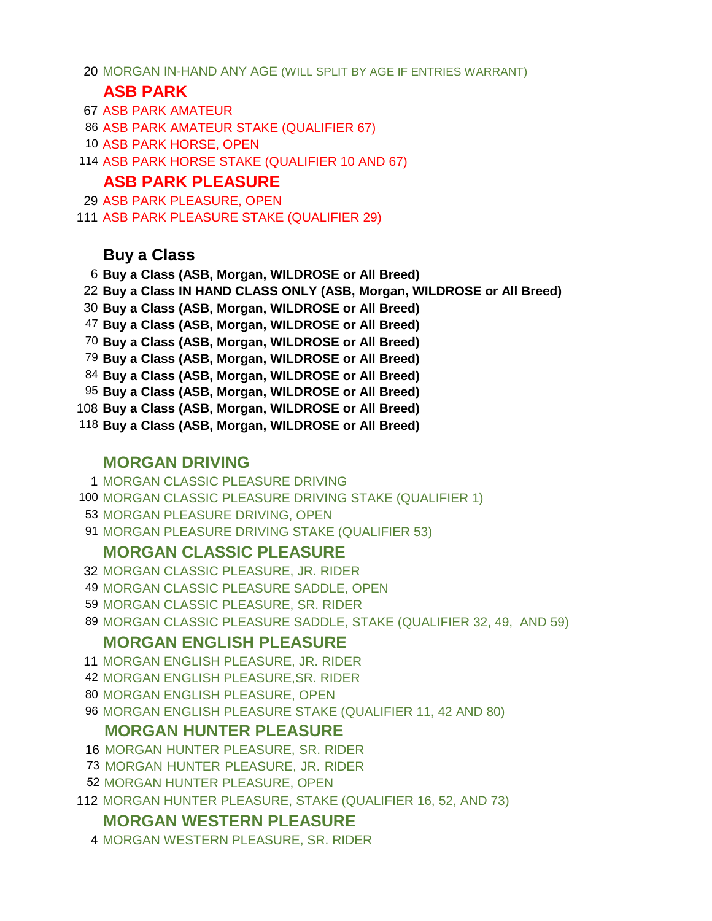20 MORGAN IN-HAND ANY AGE (WILL SPLIT BY AGE IF ENTRIES WARRANT)

## ASB PARK

67 ASB PARK AMATEUR
86 ASB PARK AMATEUR STAKE (QUALIFIER 67)
10 ASB PARK HORSE, OPEN
114 ASB PARK HORSE STAKE (QUALIFIER 10 AND 67)

## ASB PARK PLEASURE

29 ASB PARK PLEASURE, OPEN
111 ASB PARK PLEASURE STAKE (QUALIFIER 29)

## Buy a Class

6 **Buy a Class (ASB, Morgan, WILDROSE or All Breed)**
22 **Buy a Class IN HAND CLASS ONLY (ASB, Morgan, WILDROSE or All Breed)**
30 **Buy a Class (ASB, Morgan, WILDROSE or All Breed)**
47 **Buy a Class (ASB, Morgan, WILDROSE or All Breed)**
70 **Buy a Class (ASB, Morgan, WILDROSE or All Breed)**
79 **Buy a Class (ASB, Morgan, WILDROSE or All Breed)**
84 **Buy a Class (ASB, Morgan, WILDROSE or All Breed)**
95 **Buy a Class (ASB, Morgan, WILDROSE or All Breed)**
108 **Buy a Class (ASB, Morgan, WILDROSE or All Breed)**
118 **Buy a Class (ASB, Morgan, WILDROSE or All Breed)**

## MORGAN DRIVING

1 MORGAN CLASSIC PLEASURE DRIVING
100 MORGAN CLASSIC PLEASURE DRIVING STAKE (QUALIFIER 1)
53 MORGAN PLEASURE DRIVING, OPEN
91 MORGAN PLEASURE DRIVING STAKE (QUALIFIER 53)

## MORGAN CLASSIC PLEASURE

32 MORGAN CLASSIC PLEASURE, JR. RIDER
49 MORGAN CLASSIC PLEASURE SADDLE, OPEN
59 MORGAN CLASSIC PLEASURE, SR. RIDER
89 MORGAN CLASSIC PLEASURE SADDLE, STAKE (QUALIFIER 32, 49, AND 59)

## MORGAN ENGLISH PLEASURE

11 MORGAN ENGLISH PLEASURE, JR. RIDER
42 MORGAN ENGLISH PLEASURE,SR. RIDER
80 MORGAN ENGLISH PLEASURE, OPEN
96 MORGAN ENGLISH PLEASURE STAKE (QUALIFIER 11, 42 AND 80)

## MORGAN HUNTER PLEASURE

16 MORGAN HUNTER PLEASURE, SR. RIDER
73 MORGAN HUNTER PLEASURE, JR. RIDER
52 MORGAN HUNTER PLEASURE, OPEN
112 MORGAN HUNTER PLEASURE, STAKE (QUALIFIER 16, 52, AND 73)

## MORGAN WESTERN PLEASURE

4 MORGAN WESTERN PLEASURE, SR. RIDER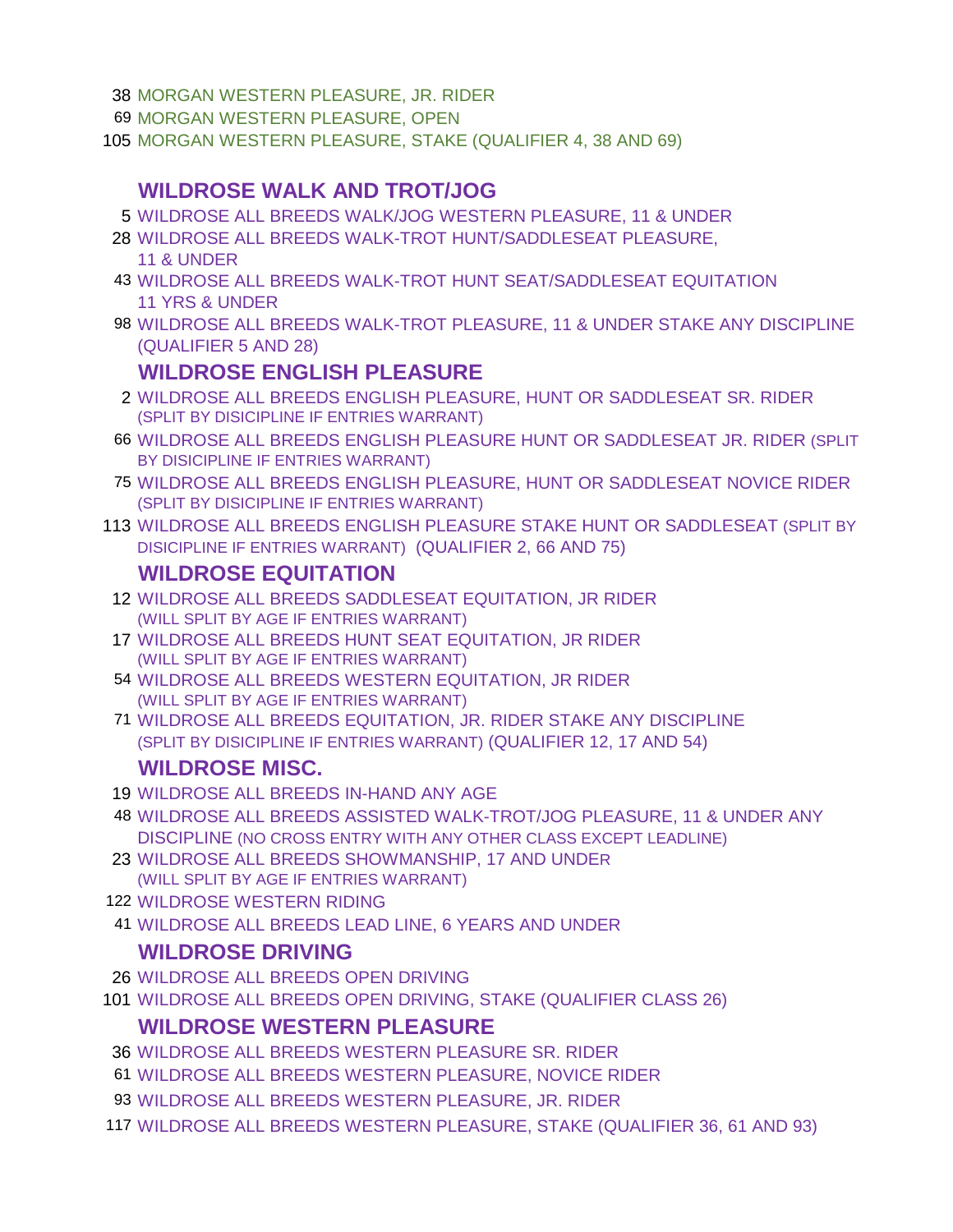38 MORGAN WESTERN PLEASURE, JR. RIDER

69 MORGAN WESTERN PLEASURE, OPEN

105 MORGAN WESTERN PLEASURE, STAKE (QUALIFIER 4, 38 AND 69)

## WILDROSE WALK AND TROT/JOG

5 WILDROSE ALL BREEDS WALK/JOG WESTERN PLEASURE, 11 & UNDER

28 WILDROSE ALL BREEDS WALK-TROT HUNT/SADDLESEAT PLEASURE, 11 & UNDER

43 WILDROSE ALL BREEDS WALK-TROT HUNT SEAT/SADDLESEAT EQUITATION 11 YRS & UNDER

98 WILDROSE ALL BREEDS WALK-TROT PLEASURE, 11 & UNDER STAKE ANY DISCIPLINE (QUALIFIER 5 AND 28)

## WILDROSE ENGLISH PLEASURE

2 WILDROSE ALL BREEDS ENGLISH PLEASURE, HUNT OR SADDLESEAT SR. RIDER (SPLIT BY DISICIPLINE IF ENTRIES WARRANT)

66 WILDROSE ALL BREEDS ENGLISH PLEASURE HUNT OR SADDLESEAT JR. RIDER (SPLIT BY DISICIPLINE IF ENTRIES WARRANT)

75 WILDROSE ALL BREEDS ENGLISH PLEASURE, HUNT OR SADDLESEAT NOVICE RIDER (SPLIT BY DISICIPLINE IF ENTRIES WARRANT)

113 WILDROSE ALL BREEDS ENGLISH PLEASURE STAKE HUNT OR SADDLESEAT (SPLIT BY DISICIPLINE IF ENTRIES WARRANT) (QUALIFIER 2, 66 AND 75)

## WILDROSE EQUITATION

12 WILDROSE ALL BREEDS SADDLESEAT EQUITATION, JR RIDER (WILL SPLIT BY AGE IF ENTRIES WARRANT)

17 WILDROSE ALL BREEDS HUNT SEAT EQUITATION, JR RIDER (WILL SPLIT BY AGE IF ENTRIES WARRANT)

54 WILDROSE ALL BREEDS WESTERN EQUITATION, JR RIDER (WILL SPLIT BY AGE IF ENTRIES WARRANT)

71 WILDROSE ALL BREEDS EQUITATION, JR. RIDER STAKE ANY DISCIPLINE (SPLIT BY DISICIPLINE IF ENTRIES WARRANT) (QUALIFIER 12, 17 AND 54)

## WILDROSE MISC.

19 WILDROSE ALL BREEDS IN-HAND ANY AGE

48 WILDROSE ALL BREEDS ASSISTED WALK-TROT/JOG PLEASURE, 11 & UNDER ANY DISCIPLINE (NO CROSS ENTRY WITH ANY OTHER CLASS EXCEPT LEADLINE)

23 WILDROSE ALL BREEDS SHOWMANSHIP, 17 AND UNDER (WILL SPLIT BY AGE IF ENTRIES WARRANT)

122 WILDROSE WESTERN RIDING

41 WILDROSE ALL BREEDS LEAD LINE, 6 YEARS AND UNDER

## WILDROSE DRIVING

26 WILDROSE ALL BREEDS OPEN DRIVING

101 WILDROSE ALL BREEDS OPEN DRIVING, STAKE (QUALIFIER CLASS 26)

## WILDROSE WESTERN PLEASURE

36 WILDROSE ALL BREEDS WESTERN PLEASURE SR. RIDER

61 WILDROSE ALL BREEDS WESTERN PLEASURE, NOVICE RIDER

93 WILDROSE ALL BREEDS WESTERN PLEASURE, JR. RIDER

117 WILDROSE ALL BREEDS WESTERN PLEASURE, STAKE (QUALIFIER 36, 61 AND 93)